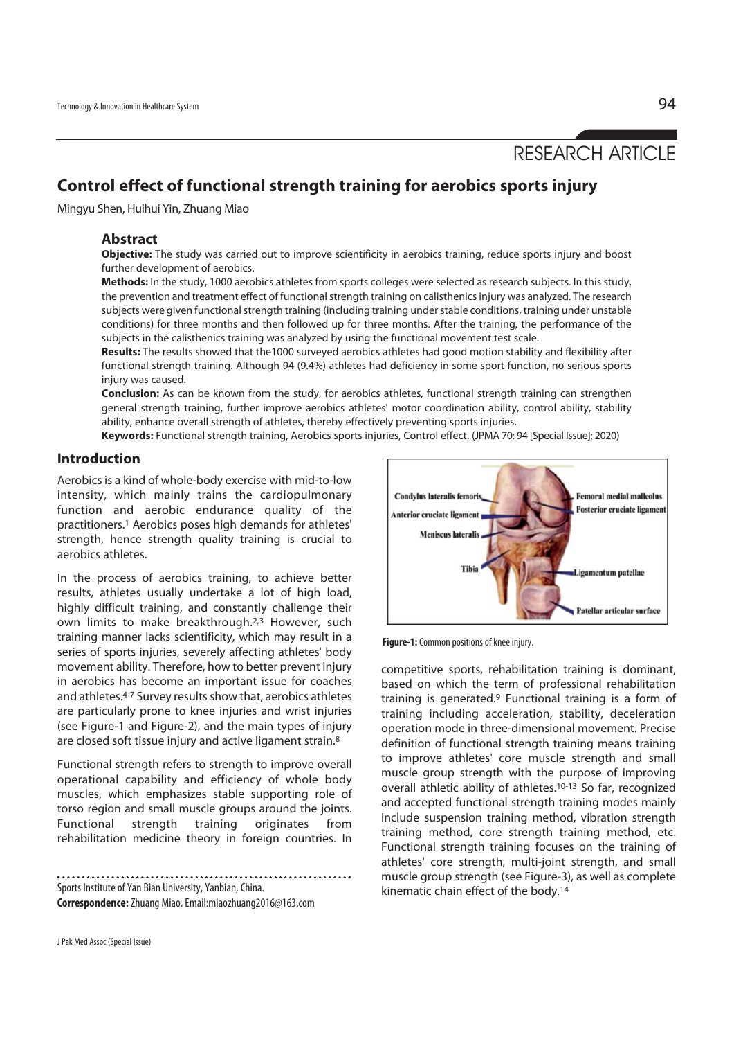RESEARCH ARTICLE

# Control effect of functional strength training for aerobics sports injury

Mingyu Shen, Huihui Yin, Zhuang Miao

## Abstract

**Objective:** The study was carried out to improve scientificity in aerobics training, reduce sports injury and boost further development of aerobics.

**Methods:** In the study, 1000 aerobics athletes from sports colleges were selected as research subjects. In this study, the prevention and treatment effect of functional strength training on calisthenics injury was analyzed. The research subjects were given functional strength training (including training under stable conditions, training under unstable conditions) for three months and then followed up for three months. After the training, the performance of the subjects in the calisthenics training was analyzed by using the functional movement test scale.

**Results:** The results showed that the1000 surveyed aerobics athletes had good motion stability and flexibility after functional strength training. Although 94 (9.4%) athletes had deficiency in some sport function, no serious sports injury was caused.

**Conclusion:** As can be known from the study, for aerobics athletes, functional strength training can strengthen general strength training, further improve aerobics athletes' motor coordination ability, control ability, stability ability, enhance overall strength of athletes, thereby effectively preventing sports injuries.

**Keywords:** Functional strength training, Aerobics sports injuries, Control effect. (JPMA 70: 94 [Special Issue]; 2020)

## Introduction

Aerobics is a kind of whole-body exercise with mid-to-low intensity, which mainly trains the cardiopulmonary function and aerobic endurance quality of the practitioners.[1] Aerobics poses high demands for athletes' strength, hence strength quality training is crucial to aerobics athletes.

In the process of aerobics training, to achieve better results, athletes usually undertake a lot of high load, highly difficult training, and constantly challenge their own limits to make breakthrough.[2,3] However, such training manner lacks scientificity, which may result in a series of sports injuries, severely affecting athletes' body movement ability. Therefore, how to better prevent injury in aerobics has become an important issue for coaches and athletes.[4-7] Survey results show that, aerobics athletes are particularly prone to knee injuries and wrist injuries (see Figure-1 and Figure-2), and the main types of injury are closed soft tissue injury and active ligament strain.[8]

Functional strength refers to strength to improve overall operational capability and efficiency of whole body muscles, which emphasizes stable supporting role of torso region and small muscle groups around the joints. Functional strength training originates from rehabilitation medicine theory in foreign countries. In competitive sports, rehabilitation training is dominant, based on which the term of professional rehabilitation training is generated.[9] Functional training is a form of training including acceleration, stability, deceleration operation mode in three-dimensional movement. Precise definition of functional strength training means training to improve athletes' core muscle strength and small muscle group strength with the purpose of improving overall athletic ability of athletes.[10-13] So far, recognized and accepted functional strength training modes mainly include suspension training method, vibration strength training method, core strength training method, etc. Functional strength training focuses on the training of athletes' core strength, multi-joint strength, and small muscle group strength (see Figure-3), as well as complete kinematic chain effect of the body.[14]

Condylus lateralis femoris
Anterior cruciate ligament
Meniscus lateralis
Tibia
Femoral medial malleolus
Posterior cruciate ligament
Ligamentum patellae
Patellar articular surface

**Figure-1:** Common positions of knee injury.

Sports Institute of Yan Bian University, Yanbian, China.

**Correspondence:** Zhuang Miao. Email:miaozhuang2016@163.com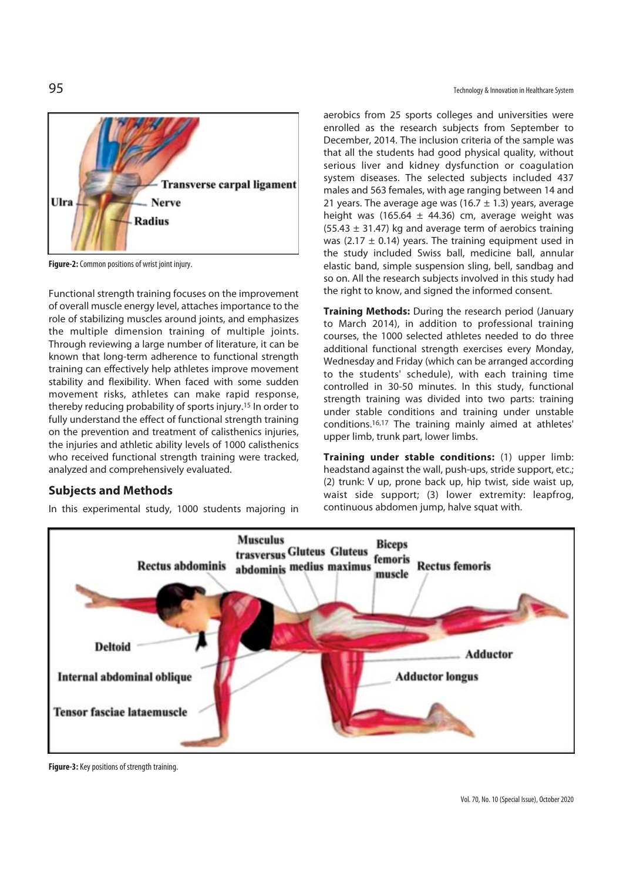Figure-2: Common positions of wrist joint injury.

Functional strength training focuses on the improvement of overall muscle energy level, attaches importance to the role of stabilizing muscles around joints, and emphasizes the multiple dimension training of multiple joints. Through reviewing a large number of literature, it can be known that long-term adherence to functional strength training can effectively help athletes improve movement stability and flexibility. When faced with some sudden movement risks, athletes can make rapid response, thereby reducing probability of sports injury.[15] In order to fully understand the effect of functional strength training on the prevention and treatment of calisthenics injuries, the injuries and athletic ability levels of 1000 calisthenics who received functional strength training were tracked, analyzed and comprehensively evaluated.

## Subjects and Methods

In this experimental study, 1000 students majoring in aerobics from 25 sports colleges and universities were enrolled as the research subjects from September to December, 2014. The inclusion criteria of the sample was that all the students had good physical quality, without serious liver and kidney dysfunction or coagulation system diseases. The selected subjects included 437 males and 563 females, with age ranging between 14 and 21 years. The average age was (16.7 ± 1.3) years, average height was (165.64 ± 44.36) cm, average weight was (55.43 ± 31.47) kg and average term of aerobics training was (2.17 ± 0.14) years. The training equipment used in the study included Swiss ball, medicine ball, annular elastic band, simple suspension sling, bell, sandbag and so on. All the research subjects involved in this study had the right to know, and signed the informed consent.

**Training Methods:** During the research period (January to March 2014), in addition to professional training courses, the 1000 selected athletes needed to do three additional functional strength exercises every Monday, Wednesday and Friday (which can be arranged according to the students' schedule), with each training time controlled in 30-50 minutes. In this study, functional strength training was divided into two parts: training under stable conditions and training under unstable conditions.[16,17] The training mainly aimed at athletes' upper limb, trunk part, lower limbs.

**Training under stable conditions:** (1) upper limb: headstand against the wall, push-ups, stride support, etc.; (2) trunk: V up, prone back up, hip twist, side waist up, waist side support; (3) lower extremity: leapfrog, continuous abdomen jump, halve squat with.

Figure-3: Key positions of strength training.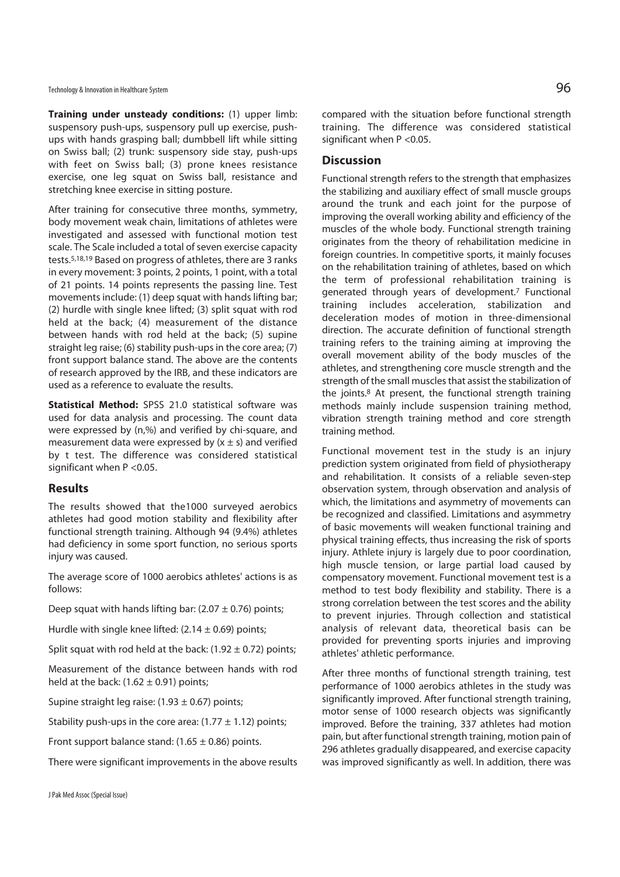**Training under unsteady conditions:** (1) upper limb: suspensory push-ups, suspensory pull up exercise, push-ups with hands grasping ball; dumbbell lift while sitting on Swiss ball; (2) trunk: suspensory side stay, push-ups with feet on Swiss ball; (3) prone knees resistance exercise, one leg squat on Swiss ball, resistance and stretching knee exercise in sitting posture.

After training for consecutive three months, symmetry, body movement weak chain, limitations of athletes were investigated and assessed with functional motion test scale. The Scale included a total of seven exercise capacity tests.[5,18,19] Based on progress of athletes, there are 3 ranks in every movement: 3 points, 2 points, 1 point, with a total of 21 points. 14 points represents the passing line. Test movements include: (1) deep squat with hands lifting bar; (2) hurdle with single knee lifted; (3) split squat with rod held at the back; (4) measurement of the distance between hands with rod held at the back; (5) supine straight leg raise; (6) stability push-ups in the core area; (7) front support balance stand. The above are the contents of research approved by the IRB, and these indicators are used as a reference to evaluate the results.

**Statistical Method:** SPSS 21.0 statistical software was used for data analysis and processing. The count data were expressed by (n,%) and verified by chi-square, and measurement data were expressed by ($x \pm s$) and verified by t test. The difference was considered statistical significant when $P < 0.05$.

## Results

The results showed that the1000 surveyed aerobics athletes had good motion stability and flexibility after functional strength training. Although 94 (9.4%) athletes had deficiency in some sport function, no serious sports injury was caused.

The average score of 1000 aerobics athletes' actions is as follows:

Deep squat with hands lifting bar: ($2.07 \pm 0.76$) points;

Hurdle with single knee lifted: ($2.14 \pm 0.69$) points;

Split squat with rod held at the back: ($1.92 \pm 0.72$) points;

Measurement of the distance between hands with rod held at the back: ($1.62 \pm 0.91$) points;

Supine straight leg raise: ($1.93 \pm 0.67$) points;

Stability push-ups in the core area: ($1.77 \pm 1.12$) points;

Front support balance stand: ($1.65 \pm 0.86$) points.

There were significant improvements in the above results compared with the situation before functional strength training. The difference was considered statistical significant when $P < 0.05$.

## Discussion

Functional strength refers to the strength that emphasizes the stabilizing and auxiliary effect of small muscle groups around the trunk and each joint for the purpose of improving the overall working ability and efficiency of the muscles of the whole body. Functional strength training originates from the theory of rehabilitation medicine in foreign countries. In competitive sports, it mainly focuses on the rehabilitation training of athletes, based on which the term of professional rehabilitation training is generated through years of development.[7] Functional training includes acceleration, stabilization and deceleration modes of motion in three-dimensional direction. The accurate definition of functional strength training refers to the training aiming at improving the overall movement ability of the body muscles of the athletes, and strengthening core muscle strength and the strength of the small muscles that assist the stabilization of the joints.[8] At present, the functional strength training methods mainly include suspension training method, vibration strength training method and core strength training method.

Functional movement test in the study is an injury prediction system originated from field of physiotherapy and rehabilitation. It consists of a reliable seven-step observation system, through observation and analysis of which, the limitations and asymmetry of movements can be recognized and classified. Limitations and asymmetry of basic movements will weaken functional training and physical training effects, thus increasing the risk of sports injury. Athlete injury is largely due to poor coordination, high muscle tension, or large partial load caused by compensatory movement. Functional movement test is a method to test body flexibility and stability. There is a strong correlation between the test scores and the ability to prevent injuries. Through collection and statistical analysis of relevant data, theoretical basis can be provided for preventing sports injuries and improving athletes' athletic performance.

After three months of functional strength training, test performance of 1000 aerobics athletes in the study was significantly improved. After functional strength training, motor sense of 1000 research objects was significantly improved. Before the training, 337 athletes had motion pain, but after functional strength training, motion pain of 296 athletes gradually disappeared, and exercise capacity was improved significantly as well. In addition, there was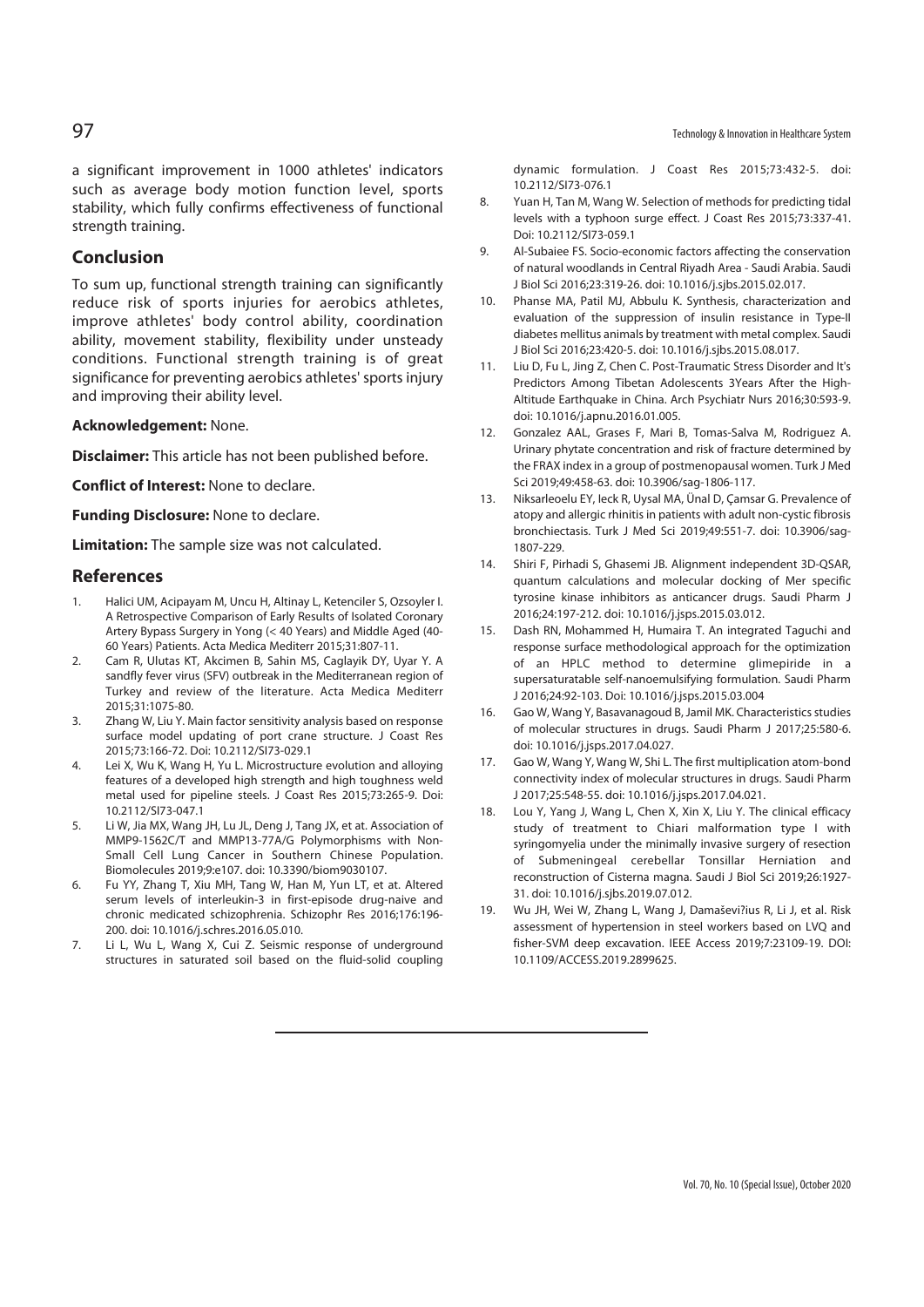a significant improvement in 1000 athletes' indicators such as average body motion function level, sports stability, which fully confirms effectiveness of functional strength training.

## Conclusion

To sum up, functional strength training can significantly reduce risk of sports injuries for aerobics athletes, improve athletes' body control ability, coordination ability, movement stability, flexibility under unsteady conditions. Functional strength training is of great significance for preventing aerobics athletes' sports injury and improving their ability level.

**Acknowledgement:** None.

**Disclaimer:** This article has not been published before.

**Conflict of Interest:** None to declare.

**Funding Disclosure:** None to declare.

**Limitation:** The sample size was not calculated.

## References

1. Halici UM, Acipayam M, Uncu H, Altinay L, Ketenciler S, Ozsoyler I. A Retrospective Comparison of Early Results of Isolated Coronary Artery Bypass Surgery in Yong (< 40 Years) and Middle Aged (40-60 Years) Patients. Acta Medica Mediterr 2015;31:807-11.
2. Cam R, Ulutas KT, Akcimen B, Sahin MS, Caglayik DY, Uyar Y. A sandfly fever virus (SFV) outbreak in the Mediterranean region of Turkey and review of the literature. Acta Medica Mediterr 2015;31:1075-80.
3. Zhang W, Liu Y. Main factor sensitivity analysis based on response surface model updating of port crane structure. J Coast Res 2015;73:166-72. Doi: 10.2112/SI73-029.1
4. Lei X, Wu K, Wang H, Yu L. Microstructure evolution and alloying features of a developed high strength and high toughness weld metal used for pipeline steels. J Coast Res 2015;73:265-9. Doi: 10.2112/SI73-047.1
5. Li W, Jia MX, Wang JH, Lu JL, Deng J, Tang JX, et at. Association of MMP9-1562C/T and MMP13-77A/G Polymorphisms with Non-Small Cell Lung Cancer in Southern Chinese Population. Biomolecules 2019;9:e107. doi: 10.3390/biom9030107.
6. Fu YY, Zhang T, Xiu MH, Tang W, Han M, Yun LT, et at. Altered serum levels of interleukin-3 in first-episode drug-naive and chronic medicated schizophrenia. Schizophr Res 2016;176:196-200. doi: 10.1016/j.schres.2016.05.010.
7. Li L, Wu L, Wang X, Cui Z. Seismic response of underground structures in saturated soil based on the fluid-solid coupling dynamic formulation. J Coast Res 2015;73:432-5. doi: 10.2112/SI73-076.1
8. Yuan H, Tan M, Wang W. Selection of methods for predicting tidal levels with a typhoon surge effect. J Coast Res 2015;73:337-41. Doi: 10.2112/SI73-059.1
9. Al-Subaiee FS. Socio-economic factors affecting the conservation of natural woodlands in Central Riyadh Area - Saudi Arabia. Saudi J Biol Sci 2016;23:319-26. doi: 10.1016/j.sjbs.2015.02.017.
10. Phanse MA, Patil MJ, Abbulu K. Synthesis, characterization and evaluation of the suppression of insulin resistance in Type-II diabetes mellitus animals by treatment with metal complex. Saudi J Biol Sci 2016;23:420-5. doi: 10.1016/j.sjbs.2015.08.017.
11. Liu D, Fu L, Jing Z, Chen C. Post-Traumatic Stress Disorder and It's Predictors Among Tibetan Adolescents 3Years After the High-Altitude Earthquake in China. Arch Psychiatr Nurs 2016;30:593-9. doi: 10.1016/j.apnu.2016.01.005.
12. Gonzalez AAL, Grases F, Mari B, Tomas-Salva M, Rodriguez A. Urinary phytate concentration and risk of fracture determined by the FRAX index in a group of postmenopausal women. Turk J Med Sci 2019;49:458-63. doi: 10.3906/sag-1806-117.
13. Niksarleoelu EY, Ieck R, Uysal MA, Ünal D, Çamsar G. Prevalence of atopy and allergic rhinitis in patients with adult non-cystic fibrosis bronchiectasis. Turk J Med Sci 2019;49:551-7. doi: 10.3906/sag-1807-229.
14. Shiri F, Pirhadi S, Ghasemi JB. Alignment independent 3D-QSAR, quantum calculations and molecular docking of Mer specific tyrosine kinase inhibitors as anticancer drugs. Saudi Pharm J 2016;24:197-212. doi: 10.1016/j.jsps.2015.03.012.
15. Dash RN, Mohammed H, Humaira T. An integrated Taguchi and response surface methodological approach for the optimization of an HPLC method to determine glimepiride in a supersaturatable self-nanoemulsifying formulation. Saudi Pharm J 2016;24:92-103. Doi: 10.1016/j.jsps.2015.03.004
16. Gao W, Wang Y, Basavanagoud B, Jamil MK. Characteristics studies of molecular structures in drugs. Saudi Pharm J 2017;25:580-6. doi: 10.1016/j.jsps.2017.04.027.
17. Gao W, Wang Y, Wang W, Shi L. The first multiplication atom-bond connectivity index of molecular structures in drugs. Saudi Pharm J 2017;25:548-55. doi: 10.1016/j.jsps.2017.04.021.
18. Lou Y, Yang J, Wang L, Chen X, Xin X, Liu Y. The clinical efficacy study of treatment to Chiari malformation type I with syringomyelia under the minimally invasive surgery of resection of Submeningeal cerebellar Tonsillar Herniation and reconstruction of Cisterna magna. Saudi J Biol Sci 2019;26:1927-31. doi: 10.1016/j.sjbs.2019.07.012.
19. Wu JH, Wei W, Zhang L, Wang J, Damaševi?ius R, Li J, et al. Risk assessment of hypertension in steel workers based on LVQ and fisher-SVM deep excavation. IEEE Access 2019;7:23109-19. DOI: 10.1109/ACCESS.2019.2899625.